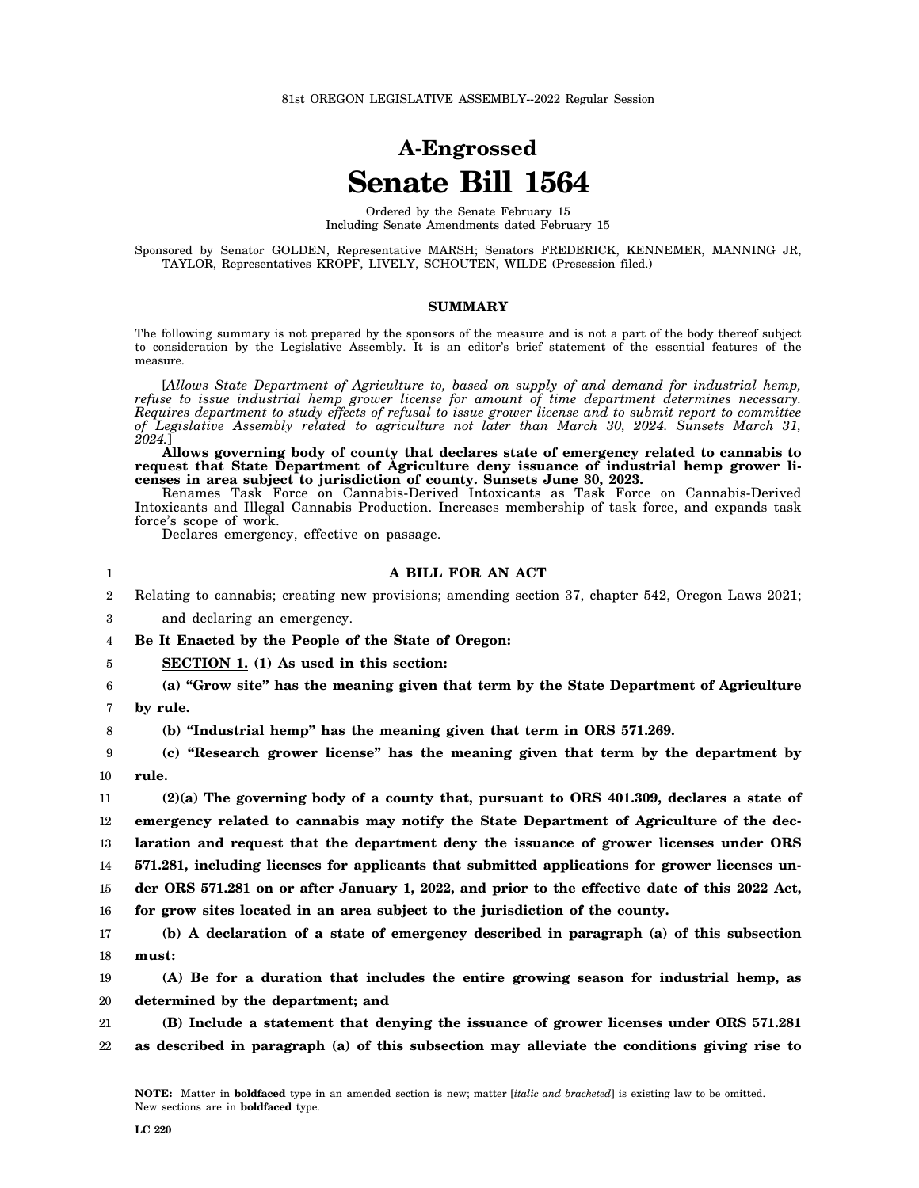81st OREGON LEGISLATIVE ASSEMBLY--2022 Regular Session

# A-Engrossed
# Senate Bill 1564

Ordered by the Senate February 15
Including Senate Amendments dated February 15

Sponsored by Senator GOLDEN, Representative MARSH; Senators FREDERICK, KENNEMER, MANNING JR, TAYLOR, Representatives KROPF, LIVELY, SCHOUTEN, WILDE (Presession filed.)

## SUMMARY

The following summary is not prepared by the sponsors of the measure and is not a part of the body thereof subject to consideration by the Legislative Assembly. It is an editor's brief statement of the essential features of the measure.

[*Allows State Department of Agriculture to, based on supply of and demand for industrial hemp, refuse to issue industrial hemp grower license for amount of time department determines necessary. Requires department to study effects of refusal to issue grower license and to submit report to committee of Legislative Assembly related to agriculture not later than March 30, 2024. Sunsets March 31, 2024.*]

**Allows governing body of county that declares state of emergency related to cannabis to request that State Department of Agriculture deny issuance of industrial hemp grower licenses in area subject to jurisdiction of county. Sunsets June 30, 2023.**

Renames Task Force on Cannabis-Derived Intoxicants as Task Force on Cannabis-Derived Intoxicants and Illegal Cannabis Production. Increases membership of task force, and expands task force's scope of work.

Declares emergency, effective on passage.

1 **A BILL FOR AN ACT**

2 Relating to cannabis; creating new provisions; amending section 37, chapter 542, Oregon Laws 2021;
3 and declaring an emergency.

4 **Be It Enacted by the People of the State of Oregon:**

5 **SECTION 1. (1) As used in this section:**

6 **(a) "Grow site" has the meaning given that term by the State Department of Agriculture**
7 **by rule.**

8 **(b) "Industrial hemp" has the meaning given that term in ORS 571.269.**

9 **(c) "Research grower license" has the meaning given that term by the department by**
10 **rule.**

11 **(2)(a) The governing body of a county that, pursuant to ORS 401.309, declares a state of**
12 **emergency related to cannabis may notify the State Department of Agriculture of the dec-**
13 **laration and request that the department deny the issuance of grower licenses under ORS**
14 **571.281, including licenses for applicants that submitted applications for grower licenses un-**
15 **der ORS 571.281 on or after January 1, 2022, and prior to the effective date of this 2022 Act,**
16 **for grow sites located in an area subject to the jurisdiction of the county.**

17 **(b) A declaration of a state of emergency described in paragraph (a) of this subsection**
18 **must:**

19 **(A) Be for a duration that includes the entire growing season for industrial hemp, as**
20 **determined by the department; and**

21 **(B) Include a statement that denying the issuance of grower licenses under ORS 571.281**
22 **as described in paragraph (a) of this subsection may alleviate the conditions giving rise to**

**NOTE:** Matter in **boldfaced** type in an amended section is new; matter [*italic and bracketed*] is existing law to be omitted. New sections are in **boldfaced** type.

LC 220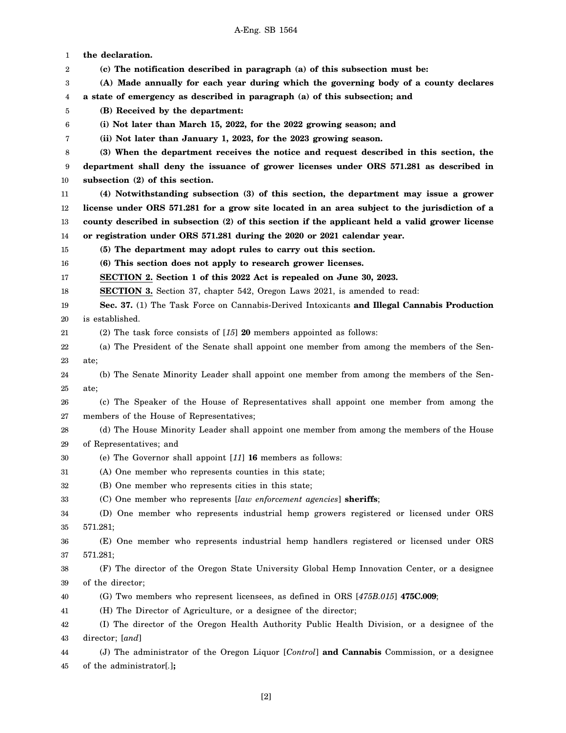**the declaration.**

**(c) The notification described in paragraph (a) of this subsection must be:**

**(A) Made annually for each year during which the governing body of a county declares a state of emergency as described in paragraph (a) of this subsection; and**

**(B) Received by the department:**

**(i) Not later than March 15, 2022, for the 2022 growing season; and**

**(ii) Not later than January 1, 2023, for the 2023 growing season.**

**(3) When the department receives the notice and request described in this section, the department shall deny the issuance of grower licenses under ORS 571.281 as described in subsection (2) of this section.**

**(4) Notwithstanding subsection (3) of this section, the department may issue a grower license under ORS 571.281 for a grow site located in an area subject to the jurisdiction of a county described in subsection (2) of this section if the applicant held a valid grower license or registration under ORS 571.281 during the 2020 or 2021 calendar year.**

**(5) The department may adopt rules to carry out this section.**

**(6) This section does not apply to research grower licenses.**

**SECTION 2. Section 1 of this 2022 Act is repealed on June 30, 2023.**

**SECTION 3.** Section 37, chapter 542, Oregon Laws 2021, is amended to read:

**Sec. 37.** (1) The Task Force on Cannabis-Derived Intoxicants **and Illegal Cannabis Production** is established.

(2) The task force consists of [*15*] **20** members appointed as follows:

(a) The President of the Senate shall appoint one member from among the members of the Senate;

(b) The Senate Minority Leader shall appoint one member from among the members of the Senate;

(c) The Speaker of the House of Representatives shall appoint one member from among the members of the House of Representatives;

(d) The House Minority Leader shall appoint one member from among the members of the House of Representatives; and

(e) The Governor shall appoint [*11*] **16** members as follows:

(A) One member who represents counties in this state;

(B) One member who represents cities in this state;

(C) One member who represents [*law enforcement agencies*] **sheriffs**;

(D) One member who represents industrial hemp growers registered or licensed under ORS 571.281;

(E) One member who represents industrial hemp handlers registered or licensed under ORS 571.281;

(F) The director of the Oregon State University Global Hemp Innovation Center, or a designee of the director;

(G) Two members who represent licensees, as defined in ORS [*475B.015*] **475C.009**;

(H) The Director of Agriculture, or a designee of the director;

(I) The director of the Oregon Health Authority Public Health Division, or a designee of the director; [*and*]

(J) The administrator of the Oregon Liquor [*Control*] **and Cannabis** Commission, or a designee of the administrator[*.*]**;**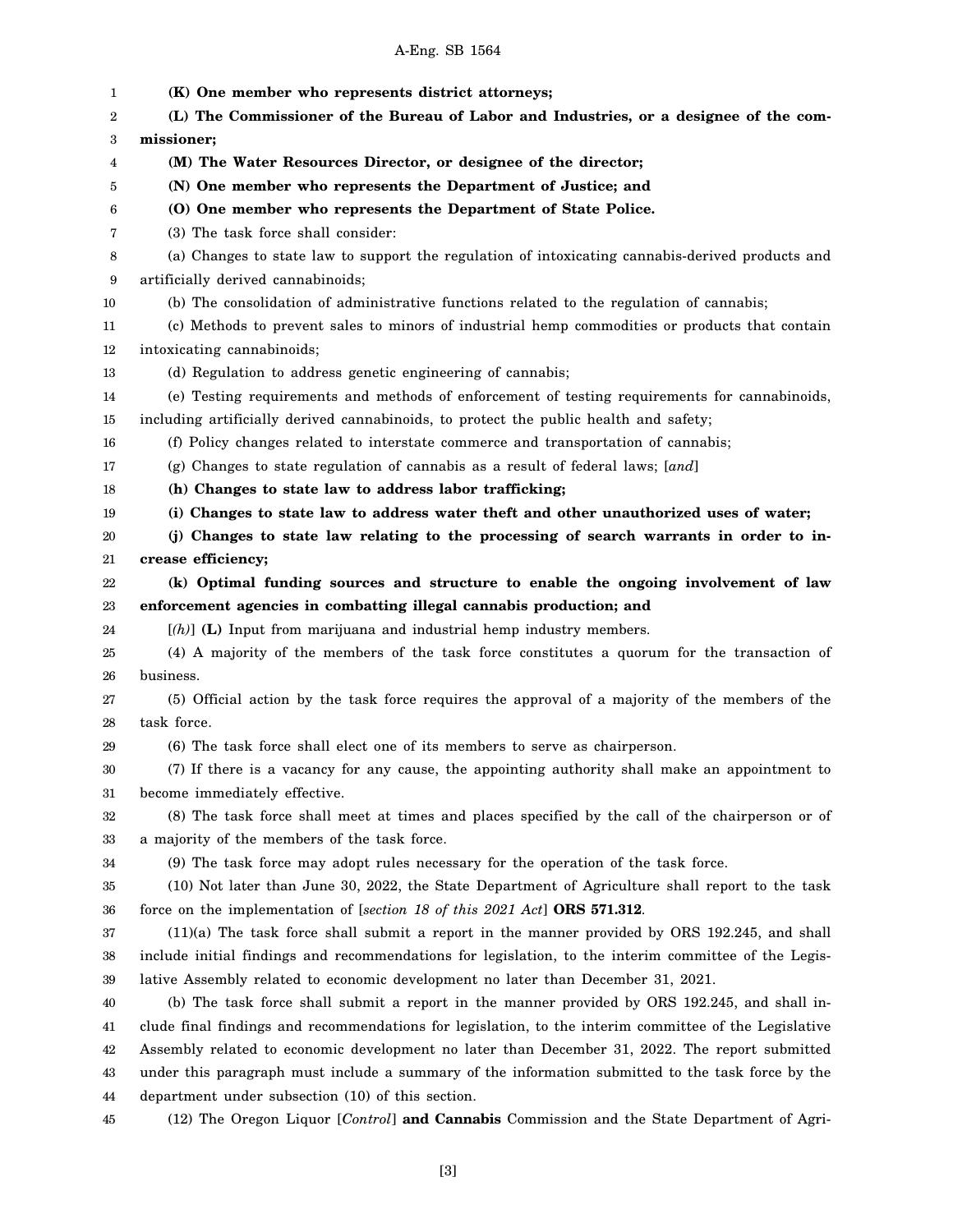**(K) One member who represents district attorneys;**

**(L) The Commissioner of the Bureau of Labor and Industries, or a designee of the commissioner;**

**(M) The Water Resources Director, or designee of the director;**

**(N) One member who represents the Department of Justice; and**

**(O) One member who represents the Department of State Police.**

(3) The task force shall consider:

(a) Changes to state law to support the regulation of intoxicating cannabis-derived products and artificially derived cannabinoids;

(b) The consolidation of administrative functions related to the regulation of cannabis;

(c) Methods to prevent sales to minors of industrial hemp commodities or products that contain intoxicating cannabinoids;

(d) Regulation to address genetic engineering of cannabis;

(e) Testing requirements and methods of enforcement of testing requirements for cannabinoids, including artificially derived cannabinoids, to protect the public health and safety;

(f) Policy changes related to interstate commerce and transportation of cannabis;

(g) Changes to state regulation of cannabis as a result of federal laws; [*and*]

**(h) Changes to state law to address labor trafficking;**

**(i) Changes to state law to address water theft and other unauthorized uses of water;**

**(j) Changes to state law relating to the processing of search warrants in order to increase efficiency;**

**(k) Optimal funding sources and structure to enable the ongoing involvement of law enforcement agencies in combatting illegal cannabis production; and**

[*(h)*] **(L)** Input from marijuana and industrial hemp industry members.

(4) A majority of the members of the task force constitutes a quorum for the transaction of business.

(5) Official action by the task force requires the approval of a majority of the members of the task force.

(6) The task force shall elect one of its members to serve as chairperson.

(7) If there is a vacancy for any cause, the appointing authority shall make an appointment to become immediately effective.

(8) The task force shall meet at times and places specified by the call of the chairperson or of a majority of the members of the task force.

(9) The task force may adopt rules necessary for the operation of the task force.

(10) Not later than June 30, 2022, the State Department of Agriculture shall report to the task force on the implementation of [*section 18 of this 2021 Act*] **ORS 571.312**.

(11)(a) The task force shall submit a report in the manner provided by ORS 192.245, and shall include initial findings and recommendations for legislation, to the interim committee of the Legislative Assembly related to economic development no later than December 31, 2021.

(b) The task force shall submit a report in the manner provided by ORS 192.245, and shall include final findings and recommendations for legislation, to the interim committee of the Legislative Assembly related to economic development no later than December 31, 2022. The report submitted under this paragraph must include a summary of the information submitted to the task force by the department under subsection (10) of this section.

(12) The Oregon Liquor [*Control*] **and Cannabis** Commission and the State Department of Agri-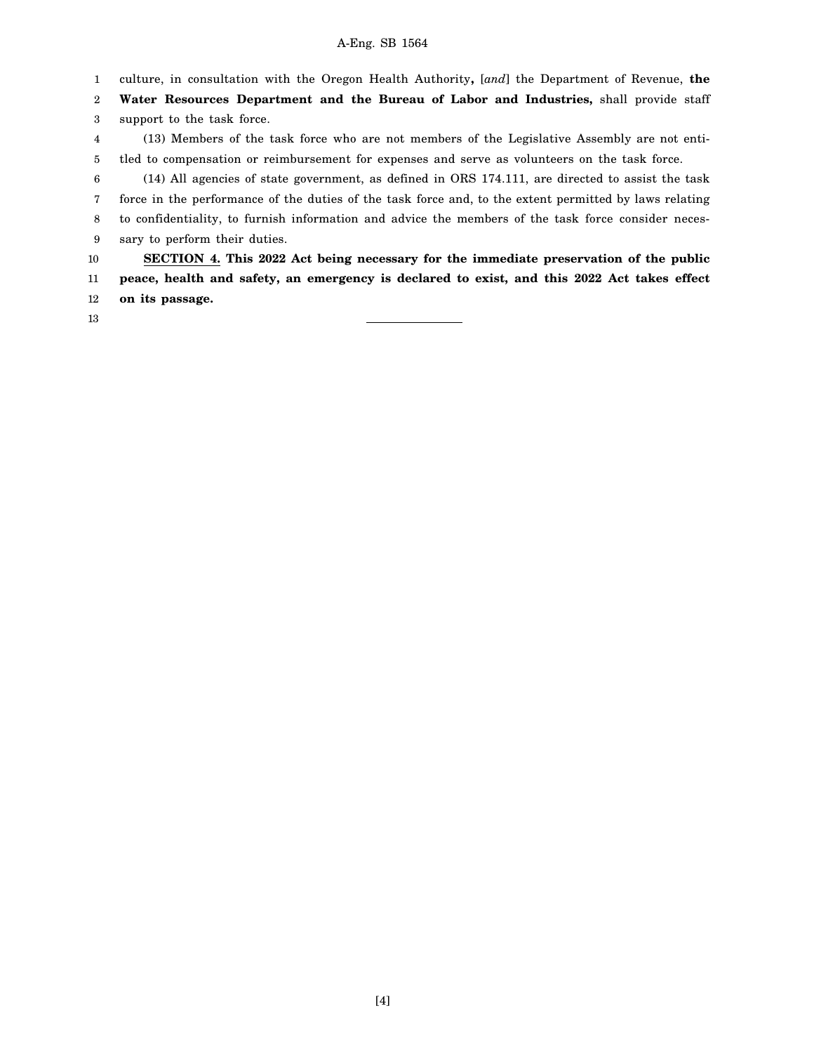culture, in consultation with the Oregon Health Authority**,** [*and*] the Department of Revenue, **the Water Resources Department and the Bureau of Labor and Industries,** shall provide staff support to the task force.

(13) Members of the task force who are not members of the Legislative Assembly are not entitled to compensation or reimbursement for expenses and serve as volunteers on the task force.

(14) All agencies of state government, as defined in ORS 174.111, are directed to assist the task force in the performance of the duties of the task force and, to the extent permitted by laws relating to confidentiality, to furnish information and advice the members of the task force consider necessary to perform their duties.

**SECTION 4. This 2022 Act being necessary for the immediate preservation of the public peace, health and safety, an emergency is declared to exist, and this 2022 Act takes effect on its passage.**